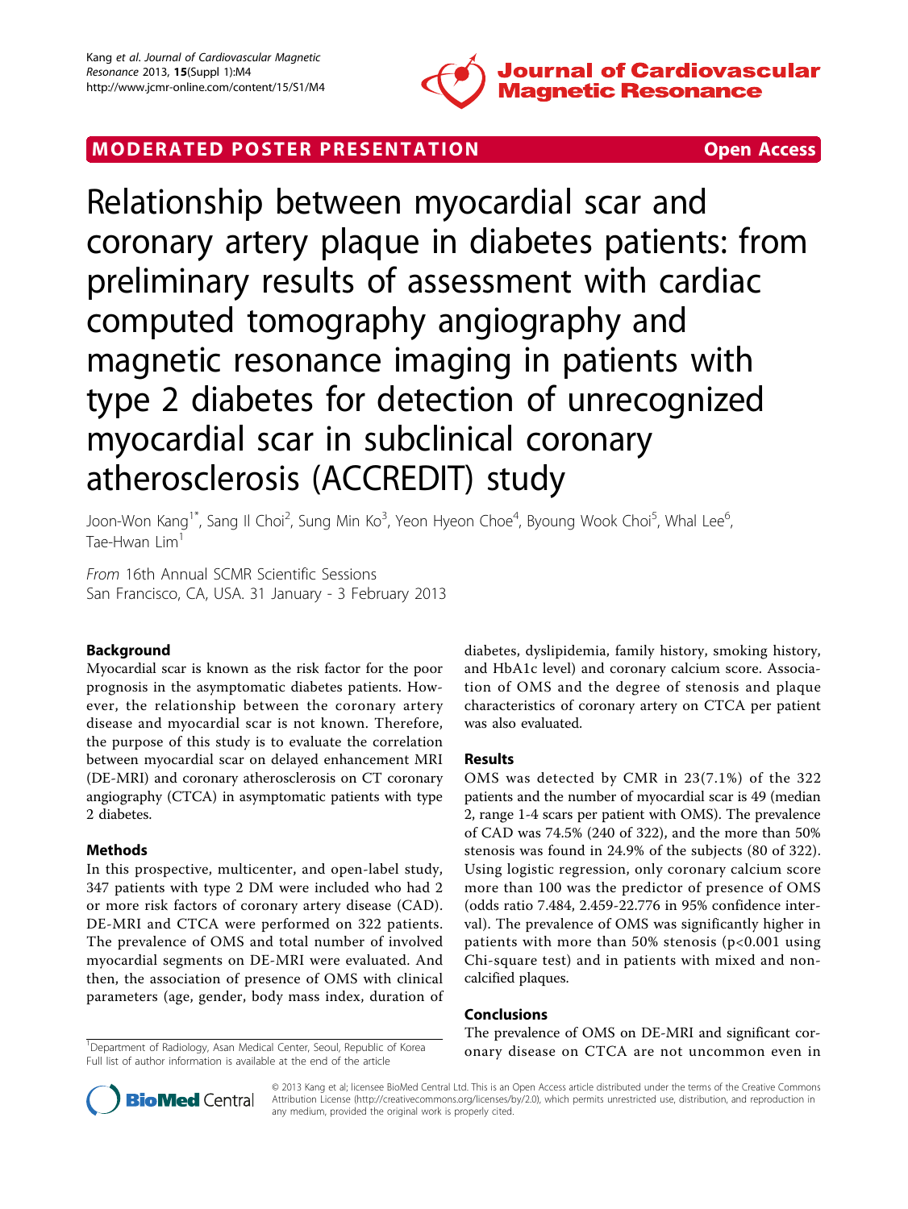MODERATED POSTER PRESENTATION

Open Access

# Relationship between myocardial scar and coronary artery plaque in diabetes patients: from preliminary results of assessment with cardiac computed tomography angiography and magnetic resonance imaging in patients with type 2 diabetes for detection of unrecognized myocardial scar in subclinical coronary atherosclerosis (ACCREDIT) study

Joon-Won Kang[1*], Sang Il Choi[2], Sung Min Ko[3], Yeon Hyeon Choe[4], Byoung Wook Choi[5], Whal Lee[6], Tae-Hwan Lim[1]

*From* 16th Annual SCMR Scientific Sessions
San Francisco, CA, USA. 31 January - 3 February 2013

## Background

Myocardial scar is known as the risk factor for the poor prognosis in the asymptomatic diabetes patients. However, the relationship between the coronary artery disease and myocardial scar is not known. Therefore, the purpose of this study is to evaluate the correlation between myocardial scar on delayed enhancement MRI (DE-MRI) and coronary atherosclerosis on CT coronary angiography (CTCA) in asymptomatic patients with type 2 diabetes.

## Methods

In this prospective, multicenter, and open-label study, 347 patients with type 2 DM were included who had 2 or more risk factors of coronary artery disease (CAD). DE-MRI and CTCA were performed on 322 patients. The prevalence of OMS and total number of involved myocardial segments on DE-MRI were evaluated. And then, the association of presence of OMS with clinical parameters (age, gender, body mass index, duration of diabetes, dyslipidemia, family history, smoking history, and HbA1c level) and coronary calcium score. Association of OMS and the degree of stenosis and plaque characteristics of coronary artery on CTCA per patient was also evaluated.

## Results

OMS was detected by CMR in 23(7.1%) of the 322 patients and the number of myocardial scar is 49 (median 2, range 1-4 scars per patient with OMS). The prevalence of CAD was 74.5% (240 of 322), and the more than 50% stenosis was found in 24.9% of the subjects (80 of 322). Using logistic regression, only coronary calcium score more than 100 was the predictor of presence of OMS (odds ratio 7.484, 2.459-22.776 in 95% confidence interval). The prevalence of OMS was significantly higher in patients with more than 50% stenosis ($p<0.001$ using Chi-square test) and in patients with mixed and non-calcified plaques.

## Conclusions

The prevalence of OMS on DE-MRI and significant coronary disease on CTCA are not uncommon even in

[1]Department of Radiology, Asan Medical Center, Seoul, Republic of Korea
Full list of author information is available at the end of the article

© 2013 Kang et al; licensee BioMed Central Ltd. This is an Open Access article distributed under the terms of the Creative Commons Attribution License (http://creativecommons.org/licenses/by/2.0), which permits unrestricted use, distribution, and reproduction in any medium, provided the original work is properly cited.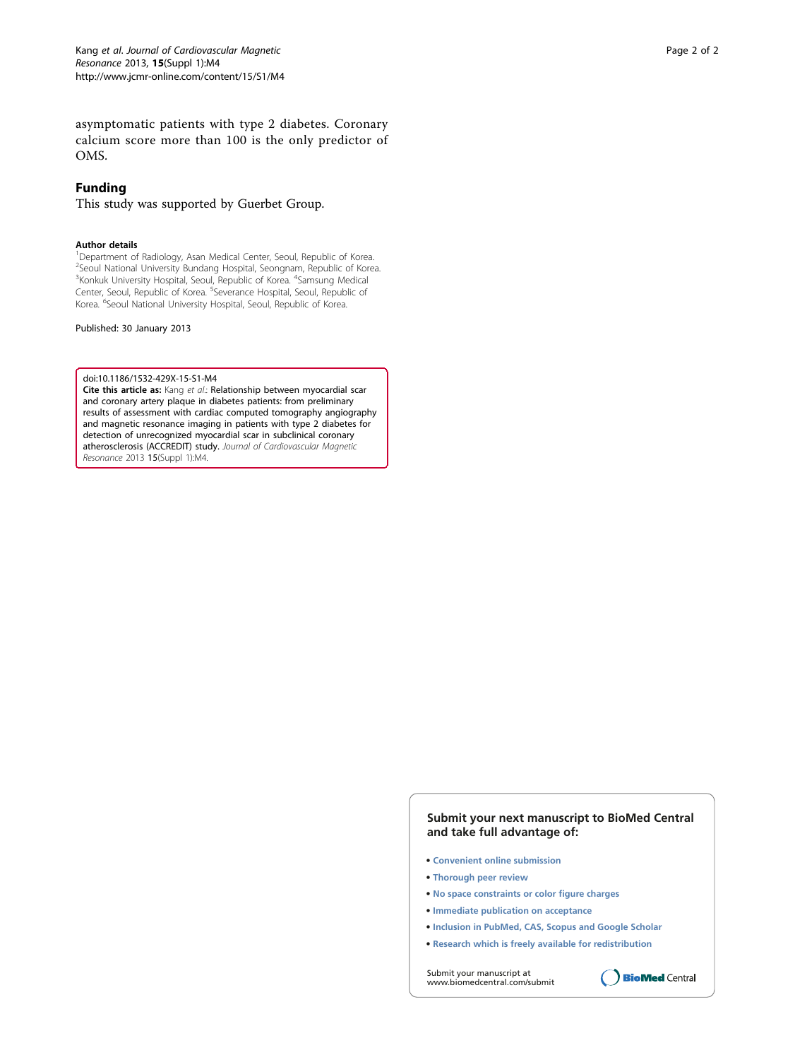asymptomatic patients with type 2 diabetes. Coronary calcium score more than 100 is the only predictor of OMS.

## Funding

This study was supported by Guerbet Group.

### Author details

[1]Department of Radiology, Asan Medical Center, Seoul, Republic of Korea. [2]Seoul National University Bundang Hospital, Seongnam, Republic of Korea. [3]Konkuk University Hospital, Seoul, Republic of Korea. [4]Samsung Medical Center, Seoul, Republic of Korea. [5]Severance Hospital, Seoul, Republic of Korea. [6]Seoul National University Hospital, Seoul, Republic of Korea.

Published: 30 January 2013

doi:10.1186/1532-429X-15-S1-M4

**Cite this article as:** Kang *et al.*: Relationship between myocardial scar and coronary artery plaque in diabetes patients: from preliminary results of assessment with cardiac computed tomography angiography and magnetic resonance imaging in patients with type 2 diabetes for detection of unrecognized myocardial scar in subclinical coronary atherosclerosis (ACCREDIT) study. *Journal of Cardiovascular Magnetic Resonance* 2013 **15**(Suppl 1):M4.

**Submit your next manuscript to BioMed Central and take full advantage of:**

- Convenient online submission
- Thorough peer review
- No space constraints or color figure charges
- Immediate publication on acceptance
- Inclusion in PubMed, CAS, Scopus and Google Scholar
- Research which is freely available for redistribution

Submit your manuscript at www.biomedcentral.com/submit

BioMed Central